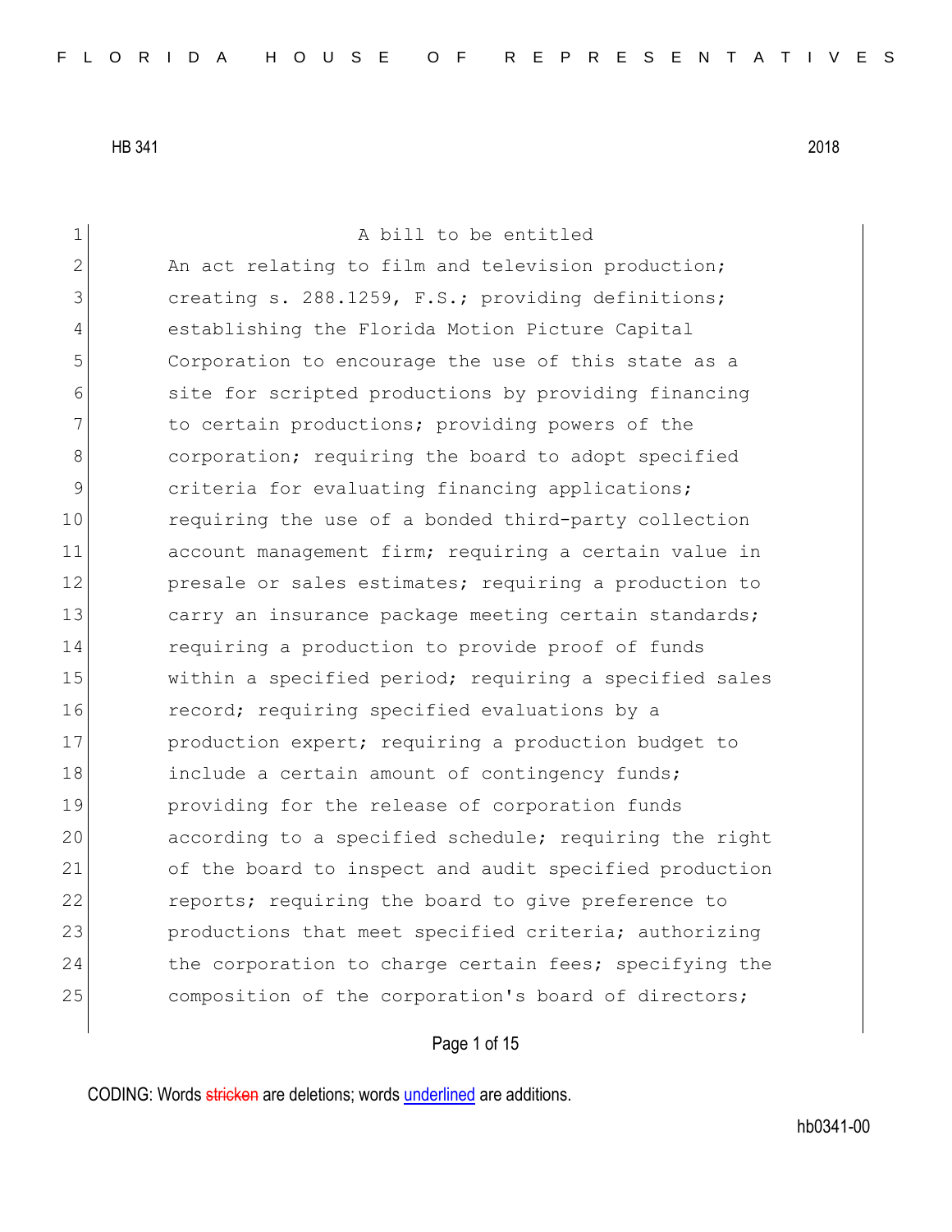HB 341 2018

A bill to be entitled

An act relating to film and television production; creating s. 288.1259, F.S.; providing definitions; establishing the Florida Motion Picture Capital Corporation to encourage the use of this state as a site for scripted productions by providing financing to certain productions; providing powers of the corporation; requiring the board to adopt specified criteria for evaluating financing applications; requiring the use of a bonded third-party collection account management firm; requiring a certain value in presale or sales estimates; requiring a production to carry an insurance package meeting certain standards; requiring a production to provide proof of funds within a specified period; requiring a specified sales record; requiring specified evaluations by a production expert; requiring a production budget to include a certain amount of contingency funds; providing for the release of corporation funds according to a specified schedule; requiring the right of the board to inspect and audit specified production reports; requiring the board to give preference to productions that meet specified criteria; authorizing the corporation to charge certain fees; specifying the composition of the corporation's board of directors;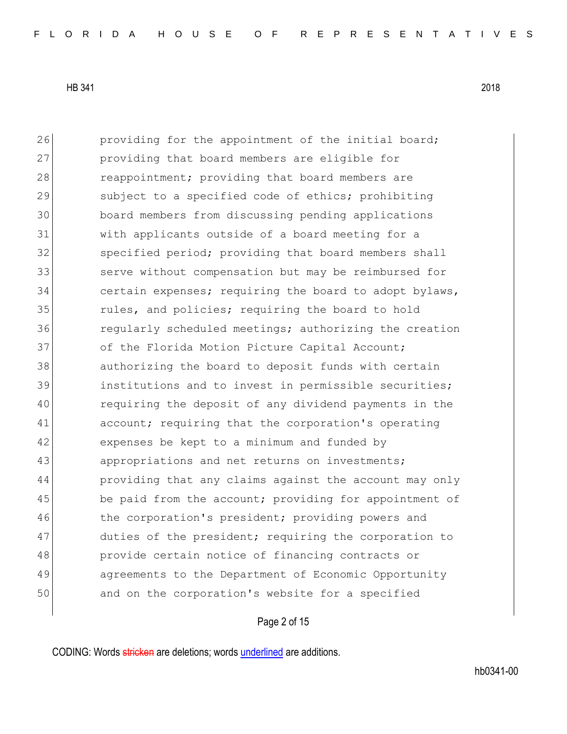26 providing for the appointment of the initial board;
27 providing that board members are eligible for
28 reappointment; providing that board members are
29 subject to a specified code of ethics; prohibiting
30 board members from discussing pending applications
31 with applicants outside of a board meeting for a
32 specified period; providing that board members shall
33 serve without compensation but may be reimbursed for
34 certain expenses; requiring the board to adopt bylaws,
35 rules, and policies; requiring the board to hold
36 regularly scheduled meetings; authorizing the creation
37 of the Florida Motion Picture Capital Account;
38 authorizing the board to deposit funds with certain
39 institutions and to invest in permissible securities;
40 requiring the deposit of any dividend payments in the
41 account; requiring that the corporation's operating
42 expenses be kept to a minimum and funded by
43 appropriations and net returns on investments;
44 providing that any claims against the account may only
45 be paid from the account; providing for appointment of
46 the corporation's president; providing powers and
47 duties of the president; requiring the corporation to
48 provide certain notice of financing contracts or
49 agreements to the Department of Economic Opportunity
50 and on the corporation's website for a specified

CODING: Words stricken are deletions; words underlined are additions.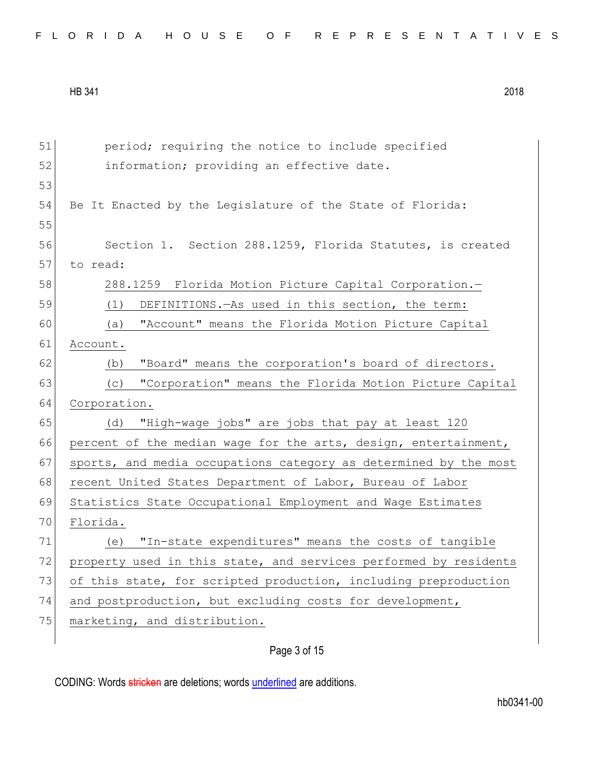period; requiring the notice to include specified information; providing an effective date.

Be It Enacted by the Legislature of the State of Florida:

Section 1. Section 288.1259, Florida Statutes, is created to read:

288.1259 Florida Motion Picture Capital Corporation.—

(1) DEFINITIONS.—As used in this section, the term:

(a) "Account" means the Florida Motion Picture Capital Account.

(b) "Board" means the corporation's board of directors.

(c) "Corporation" means the Florida Motion Picture Capital Corporation.

(d) "High-wage jobs" are jobs that pay at least 120 percent of the median wage for the arts, design, entertainment, sports, and media occupations category as determined by the most recent United States Department of Labor, Bureau of Labor Statistics State Occupational Employment and Wage Estimates Florida.

(e) "In-state expenditures" means the costs of tangible property used in this state, and services performed by residents of this state, for scripted production, including preproduction and postproduction, but excluding costs for development, marketing, and distribution.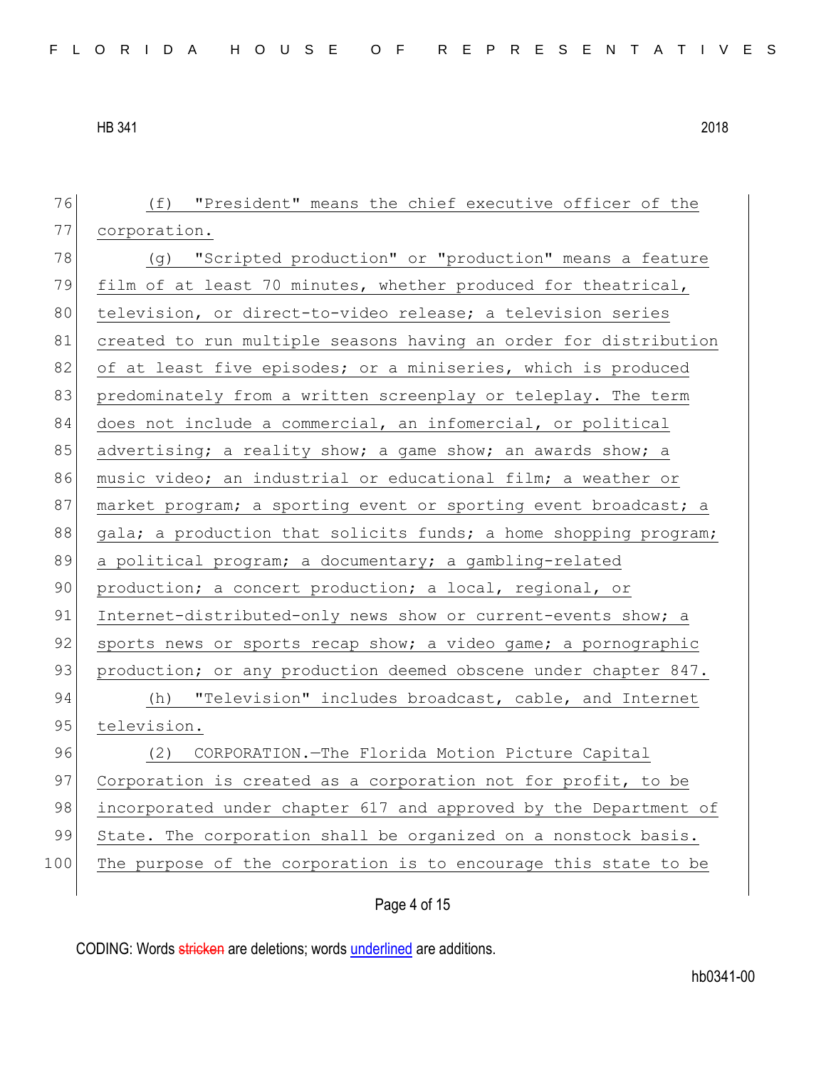(f) "President" means the chief executive officer of the corporation.

(g) "Scripted production" or "production" means a feature film of at least 70 minutes, whether produced for theatrical, television, or direct-to-video release; a television series created to run multiple seasons having an order for distribution of at least five episodes; or a miniseries, which is produced predominately from a written screenplay or teleplay. The term does not include a commercial, an infomercial, or political advertising; a reality show; a game show; an awards show; a music video; an industrial or educational film; a weather or market program; a sporting event or sporting event broadcast; a gala; a production that solicits funds; a home shopping program; a political program; a documentary; a gambling-related production; a concert production; a local, regional, or Internet-distributed-only news show or current-events show; a sports news or sports recap show; a video game; a pornographic production; or any production deemed obscene under chapter 847.

(h) "Television" includes broadcast, cable, and Internet television.

(2) CORPORATION.—The Florida Motion Picture Capital Corporation is created as a corporation not for profit, to be incorporated under chapter 617 and approved by the Department of State. The corporation shall be organized on a nonstock basis. The purpose of the corporation is to encourage this state to be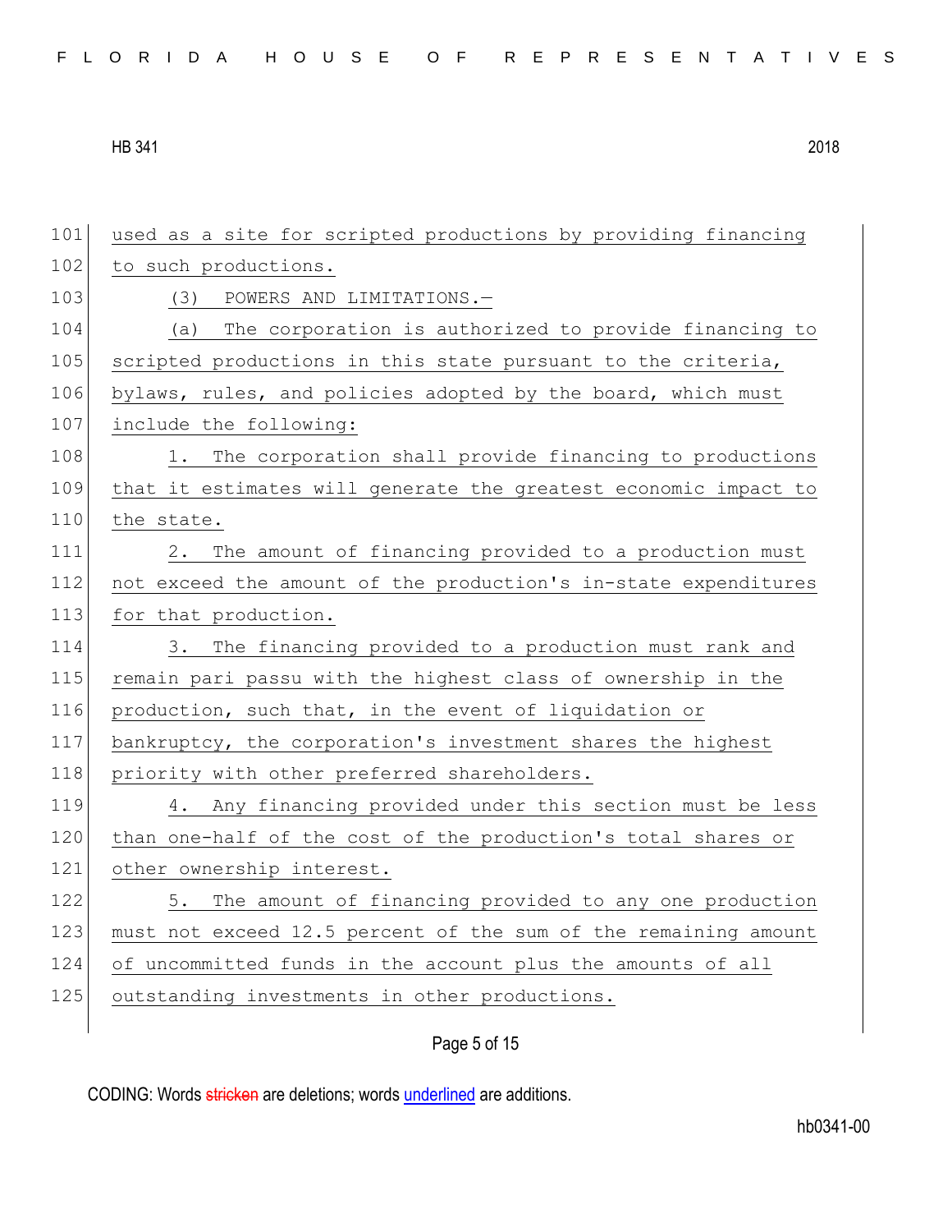used as a site for scripted productions by providing financing to such productions.

(3) POWERS AND LIMITATIONS.—

(a) The corporation is authorized to provide financing to scripted productions in this state pursuant to the criteria, bylaws, rules, and policies adopted by the board, which must include the following:

1. The corporation shall provide financing to productions that it estimates will generate the greatest economic impact to the state.

2. The amount of financing provided to a production must not exceed the amount of the production's in-state expenditures for that production.

3. The financing provided to a production must rank and remain pari passu with the highest class of ownership in the production, such that, in the event of liquidation or bankruptcy, the corporation's investment shares the highest priority with other preferred shareholders.

4. Any financing provided under this section must be less than one-half of the cost of the production's total shares or other ownership interest.

5. The amount of financing provided to any one production must not exceed 12.5 percent of the sum of the remaining amount of uncommitted funds in the account plus the amounts of all outstanding investments in other productions.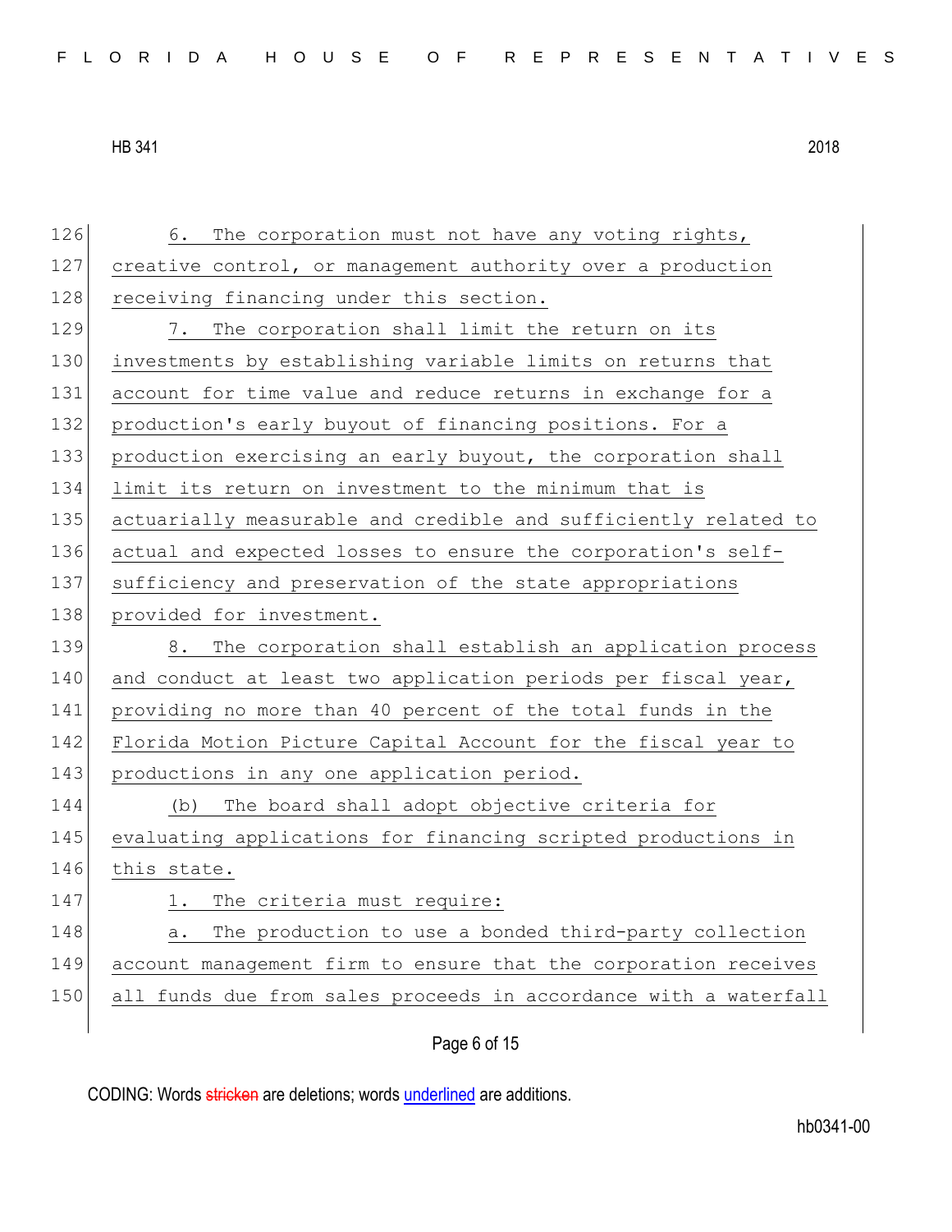6. The corporation must not have any voting rights, creative control, or management authority over a production receiving financing under this section.

7. The corporation shall limit the return on its investments by establishing variable limits on returns that account for time value and reduce returns in exchange for a production's early buyout of financing positions. For a production exercising an early buyout, the corporation shall limit its return on investment to the minimum that is actuarially measurable and credible and sufficiently related to actual and expected losses to ensure the corporation's self-sufficiency and preservation of the state appropriations provided for investment.

8. The corporation shall establish an application process and conduct at least two application periods per fiscal year, providing no more than 40 percent of the total funds in the Florida Motion Picture Capital Account for the fiscal year to productions in any one application period.

(b) The board shall adopt objective criteria for evaluating applications for financing scripted productions in this state.

1. The criteria must require:

a. The production to use a bonded third-party collection account management firm to ensure that the corporation receives all funds due from sales proceeds in accordance with a waterfall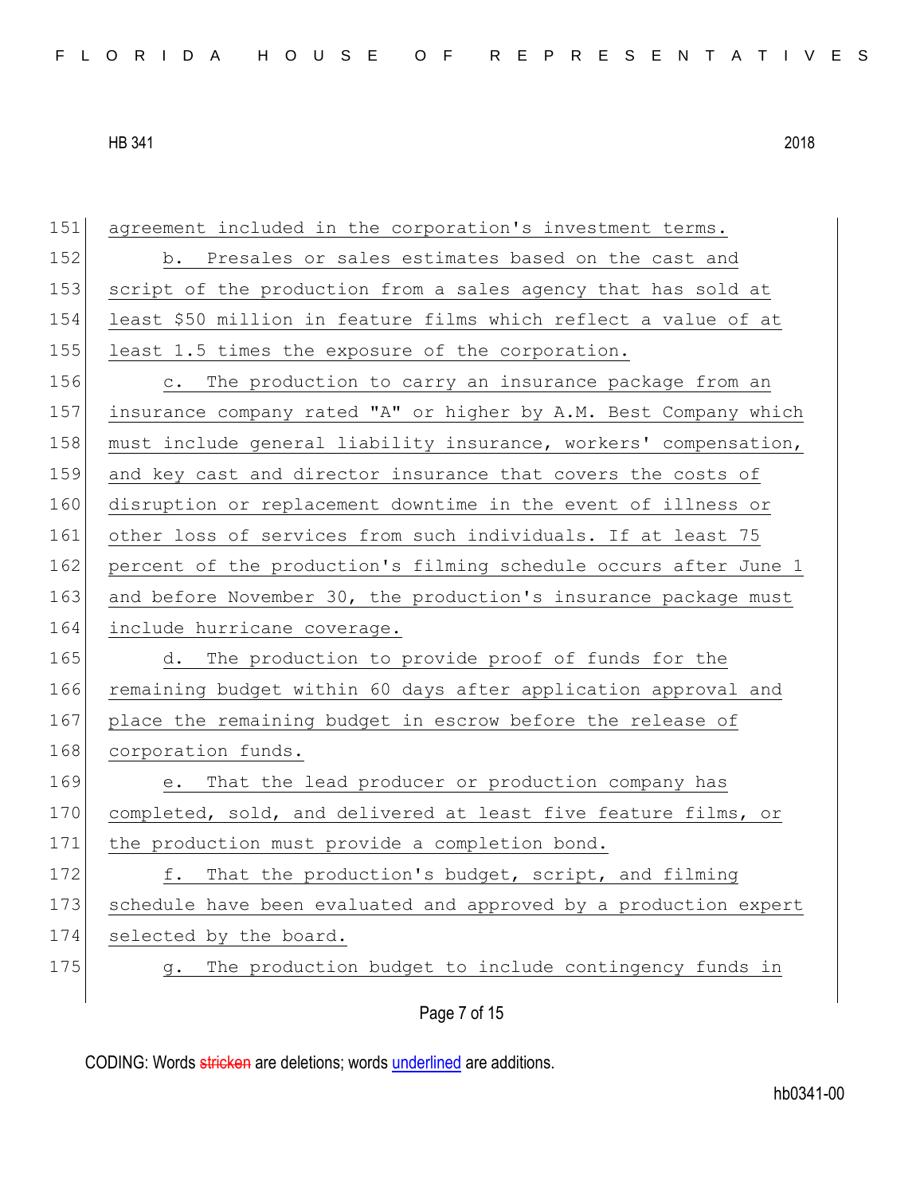agreement included in the corporation's investment terms.

b. Presales or sales estimates based on the cast and script of the production from a sales agency that has sold at least $50 million in feature films which reflect a value of at least 1.5 times the exposure of the corporation.

c. The production to carry an insurance package from an insurance company rated "A" or higher by A.M. Best Company which must include general liability insurance, workers' compensation, and key cast and director insurance that covers the costs of disruption or replacement downtime in the event of illness or other loss of services from such individuals. If at least 75 percent of the production's filming schedule occurs after June 1 and before November 30, the production's insurance package must include hurricane coverage.

d. The production to provide proof of funds for the remaining budget within 60 days after application approval and place the remaining budget in escrow before the release of corporation funds.

e. That the lead producer or production company has completed, sold, and delivered at least five feature films, or the production must provide a completion bond.

f. That the production's budget, script, and filming schedule have been evaluated and approved by a production expert selected by the board.

g. The production budget to include contingency funds in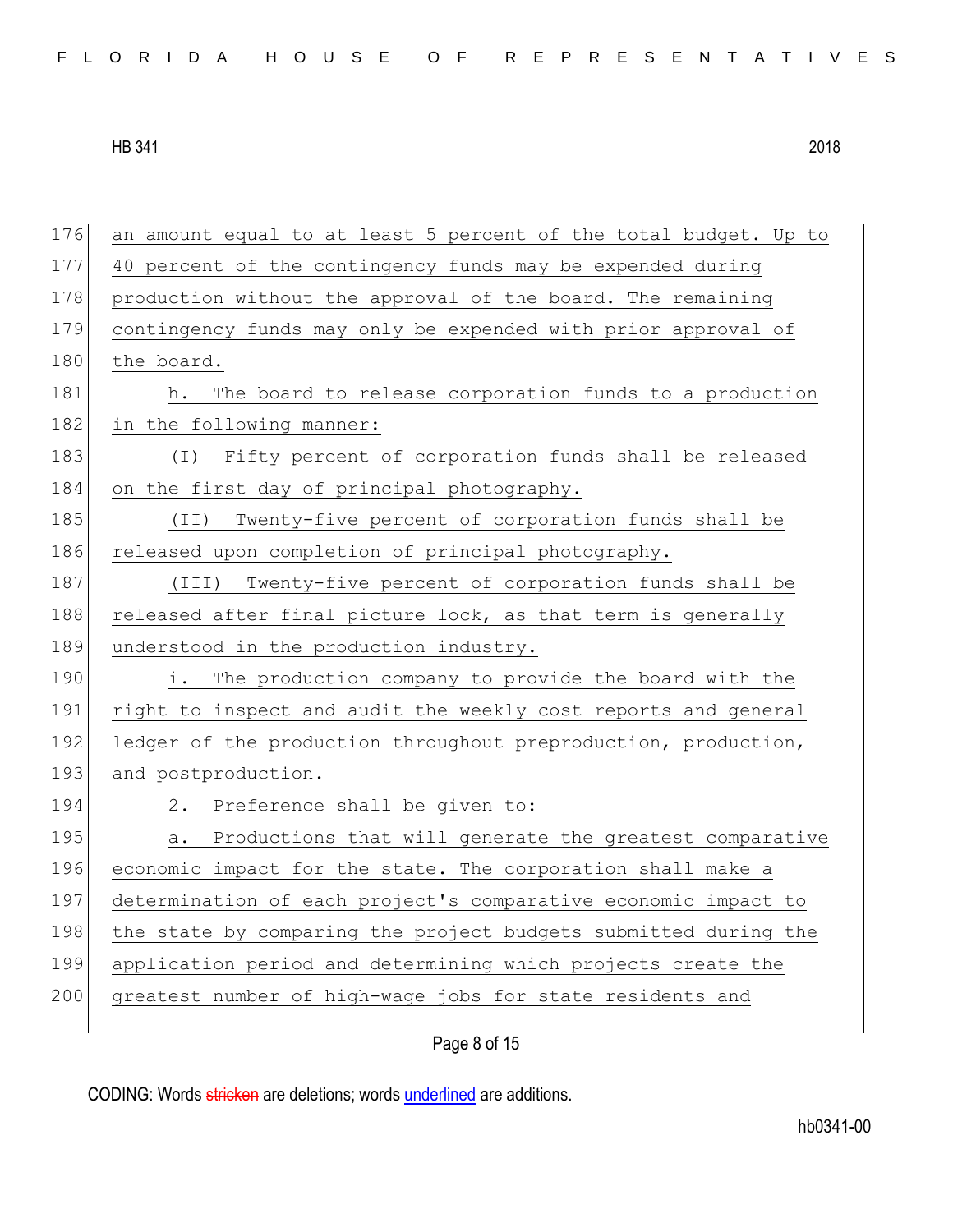an amount equal to at least 5 percent of the total budget. Up to 40 percent of the contingency funds may be expended during production without the approval of the board. The remaining contingency funds may only be expended with prior approval of the board.

h. The board to release corporation funds to a production in the following manner:

(I) Fifty percent of corporation funds shall be released on the first day of principal photography.

(II) Twenty-five percent of corporation funds shall be released upon completion of principal photography.

(III) Twenty-five percent of corporation funds shall be released after final picture lock, as that term is generally understood in the production industry.

i. The production company to provide the board with the right to inspect and audit the weekly cost reports and general ledger of the production throughout preproduction, production, and postproduction.

2. Preference shall be given to:

a. Productions that will generate the greatest comparative economic impact for the state. The corporation shall make a determination of each project's comparative economic impact to the state by comparing the project budgets submitted during the application period and determining which projects create the greatest number of high-wage jobs for state residents and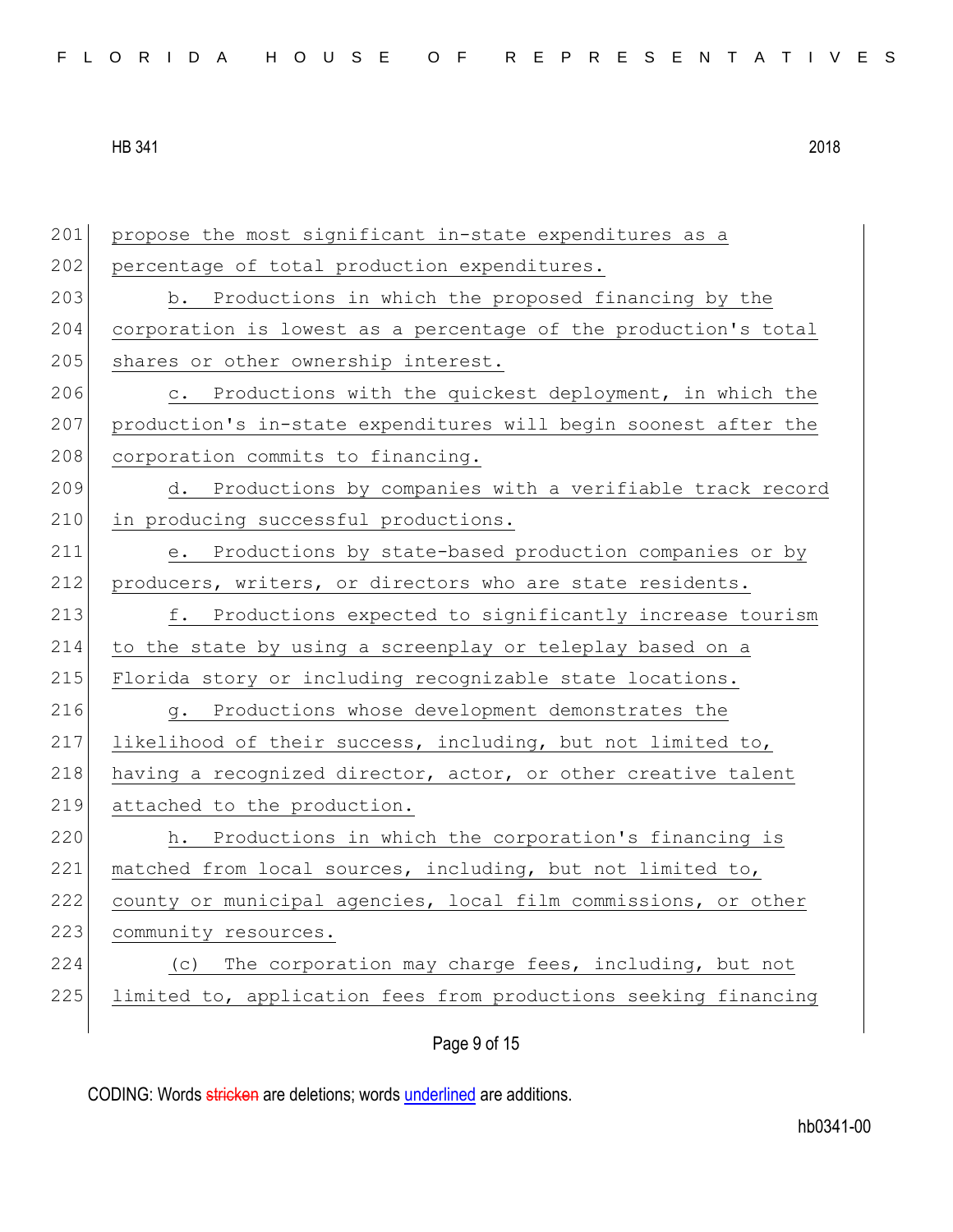propose the most significant in-state expenditures as a percentage of total production expenditures.

b. Productions in which the proposed financing by the corporation is lowest as a percentage of the production's total shares or other ownership interest.

c. Productions with the quickest deployment, in which the production's in-state expenditures will begin soonest after the corporation commits to financing.

d. Productions by companies with a verifiable track record in producing successful productions.

e. Productions by state-based production companies or by producers, writers, or directors who are state residents.

f. Productions expected to significantly increase tourism to the state by using a screenplay or teleplay based on a Florida story or including recognizable state locations.

g. Productions whose development demonstrates the likelihood of their success, including, but not limited to, having a recognized director, actor, or other creative talent attached to the production.

h. Productions in which the corporation's financing is matched from local sources, including, but not limited to, county or municipal agencies, local film commissions, or other community resources.

(c) The corporation may charge fees, including, but not limited to, application fees from productions seeking financing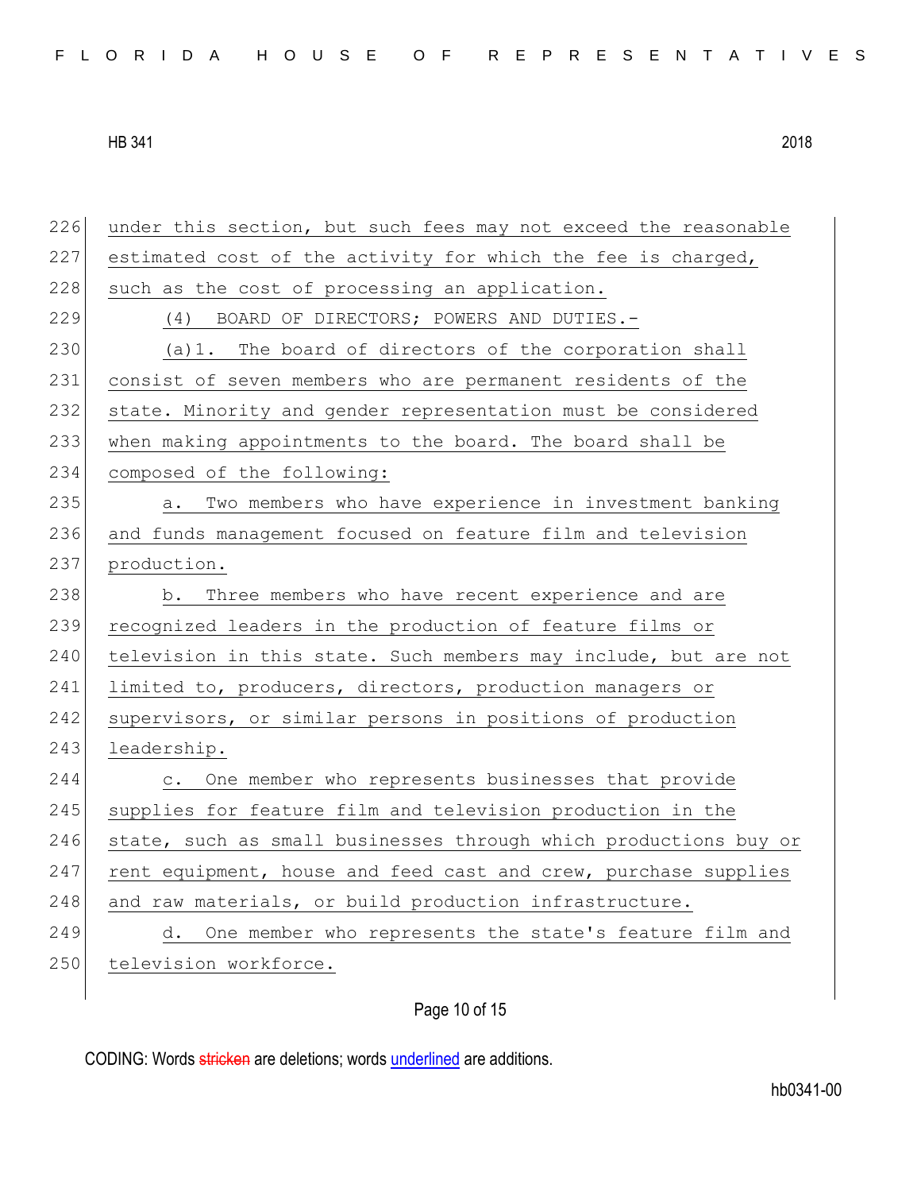under this section, but such fees may not exceed the reasonable estimated cost of the activity for which the fee is charged, such as the cost of processing an application.

(4) BOARD OF DIRECTORS; POWERS AND DUTIES.-

(a)1. The board of directors of the corporation shall consist of seven members who are permanent residents of the state. Minority and gender representation must be considered when making appointments to the board. The board shall be composed of the following:

a. Two members who have experience in investment banking and funds management focused on feature film and television production.

b. Three members who have recent experience and are recognized leaders in the production of feature films or television in this state. Such members may include, but are not limited to, producers, directors, production managers or supervisors, or similar persons in positions of production leadership.

c. One member who represents businesses that provide supplies for feature film and television production in the state, such as small businesses through which productions buy or rent equipment, house and feed cast and crew, purchase supplies and raw materials, or build production infrastructure.

d. One member who represents the state's feature film and television workforce.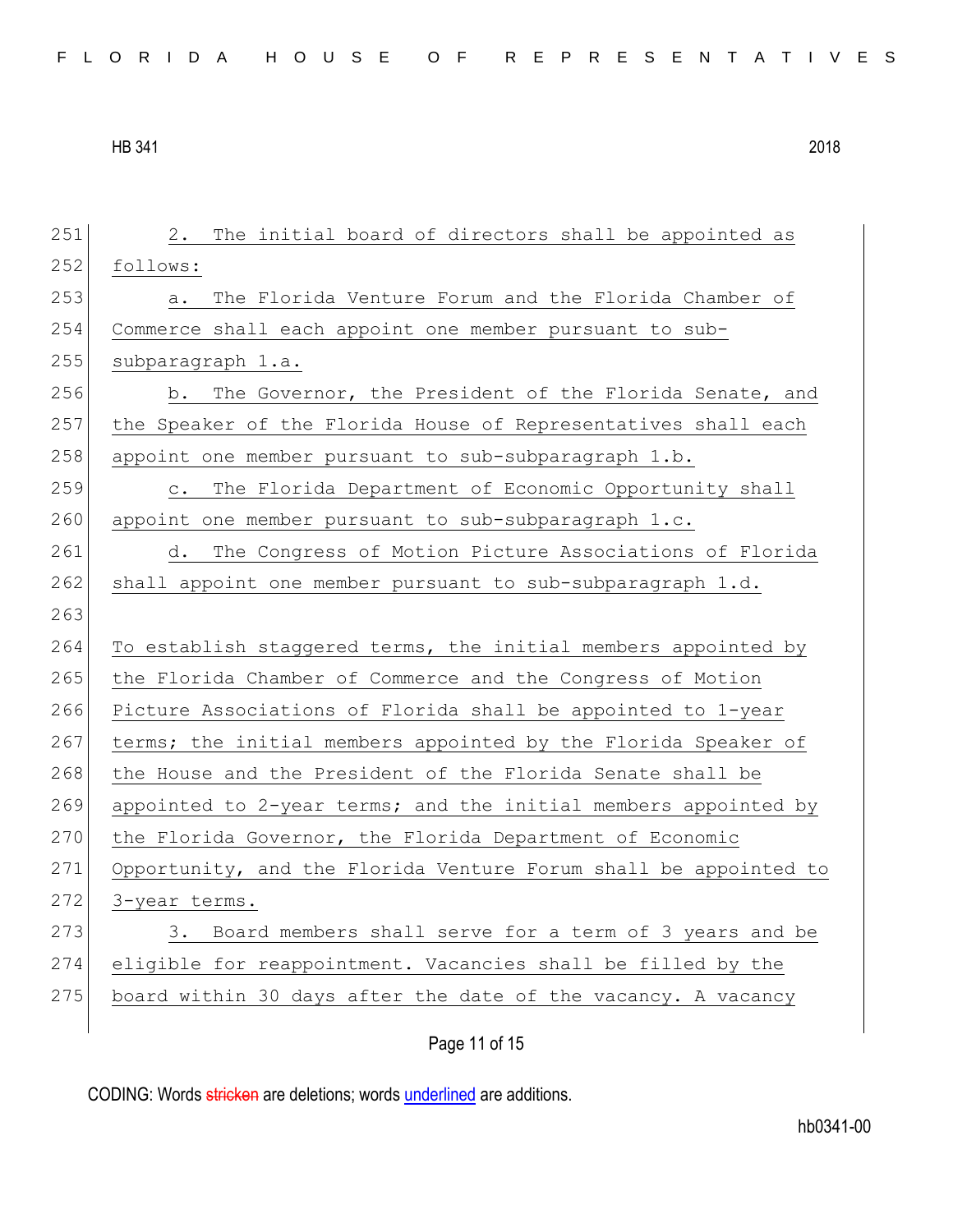2. The initial board of directors shall be appointed as follows:

a. The Florida Venture Forum and the Florida Chamber of Commerce shall each appoint one member pursuant to sub-subparagraph 1.a.

b. The Governor, the President of the Florida Senate, and the Speaker of the Florida House of Representatives shall each appoint one member pursuant to sub-subparagraph 1.b.

c. The Florida Department of Economic Opportunity shall appoint one member pursuant to sub-subparagraph 1.c.

d. The Congress of Motion Picture Associations of Florida shall appoint one member pursuant to sub-subparagraph 1.d.

To establish staggered terms, the initial members appointed by the Florida Chamber of Commerce and the Congress of Motion Picture Associations of Florida shall be appointed to 1-year terms; the initial members appointed by the Florida Speaker of the House and the President of the Florida Senate shall be appointed to 2-year terms; and the initial members appointed by the Florida Governor, the Florida Department of Economic Opportunity, and the Florida Venture Forum shall be appointed to 3-year terms.

3. Board members shall serve for a term of 3 years and be eligible for reappointment. Vacancies shall be filled by the board within 30 days after the date of the vacancy. A vacancy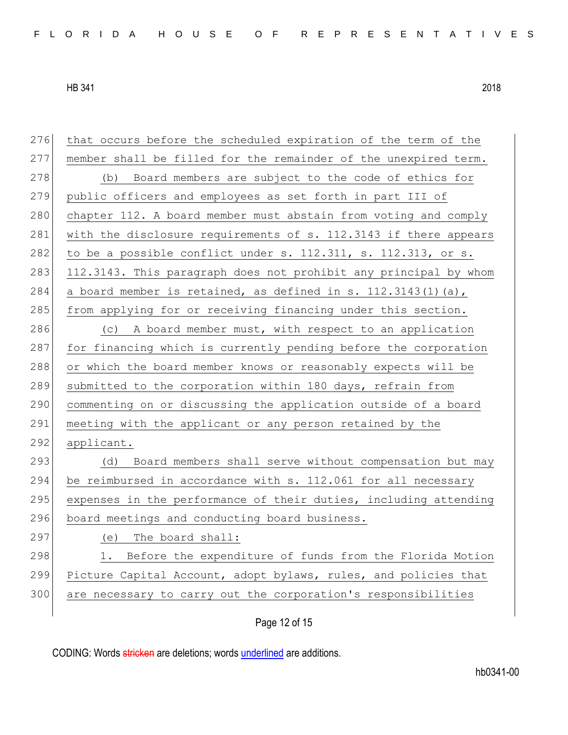that occurs before the scheduled expiration of the term of the member shall be filled for the remainder of the unexpired term.

(b) Board members are subject to the code of ethics for public officers and employees as set forth in part III of chapter 112. A board member must abstain from voting and comply with the disclosure requirements of s. 112.3143 if there appears to be a possible conflict under s. 112.311, s. 112.313, or s. 112.3143. This paragraph does not prohibit any principal by whom a board member is retained, as defined in s. 112.3143(1)(a), from applying for or receiving financing under this section.

(c) A board member must, with respect to an application for financing which is currently pending before the corporation or which the board member knows or reasonably expects will be submitted to the corporation within 180 days, refrain from commenting on or discussing the application outside of a board meeting with the applicant or any person retained by the applicant.

(d) Board members shall serve without compensation but may be reimbursed in accordance with s. 112.061 for all necessary expenses in the performance of their duties, including attending board meetings and conducting board business.

(e) The board shall:

1. Before the expenditure of funds from the Florida Motion Picture Capital Account, adopt bylaws, rules, and policies that are necessary to carry out the corporation's responsibilities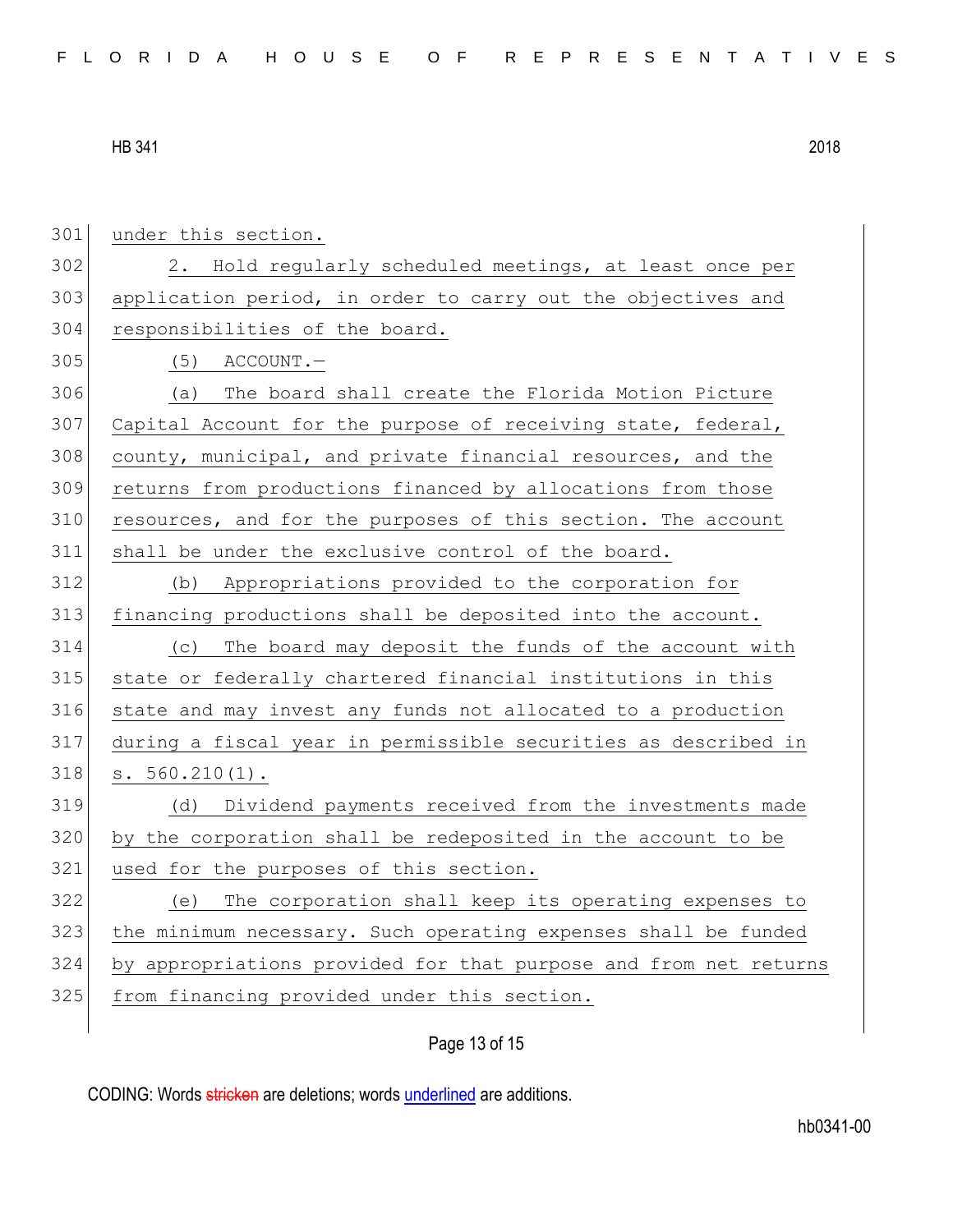under this section.

2. Hold regularly scheduled meetings, at least once per application period, in order to carry out the objectives and responsibilities of the board.

(5) ACCOUNT.—

(a) The board shall create the Florida Motion Picture Capital Account for the purpose of receiving state, federal, county, municipal, and private financial resources, and the returns from productions financed by allocations from those resources, and for the purposes of this section. The account shall be under the exclusive control of the board.

(b) Appropriations provided to the corporation for financing productions shall be deposited into the account.

(c) The board may deposit the funds of the account with state or federally chartered financial institutions in this state and may invest any funds not allocated to a production during a fiscal year in permissible securities as described in s. 560.210(1).

(d) Dividend payments received from the investments made by the corporation shall be redeposited in the account to be used for the purposes of this section.

(e) The corporation shall keep its operating expenses to the minimum necessary. Such operating expenses shall be funded by appropriations provided for that purpose and from net returns from financing provided under this section.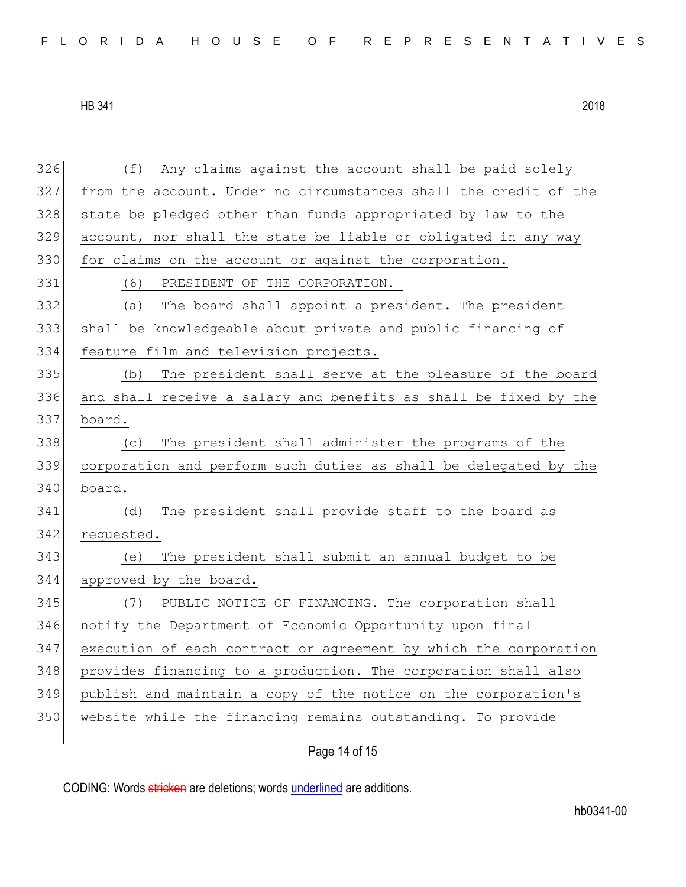(f) Any claims against the account shall be paid solely from the account. Under no circumstances shall the credit of the state be pledged other than funds appropriated by law to the account, nor shall the state be liable or obligated in any way for claims on the account or against the corporation.

(6) PRESIDENT OF THE CORPORATION.—

(a) The board shall appoint a president. The president shall be knowledgeable about private and public financing of feature film and television projects.

(b) The president shall serve at the pleasure of the board and shall receive a salary and benefits as shall be fixed by the board.

(c) The president shall administer the programs of the corporation and perform such duties as shall be delegated by the board.

(d) The president shall provide staff to the board as requested.

(e) The president shall submit an annual budget to be approved by the board.

(7) PUBLIC NOTICE OF FINANCING.—The corporation shall notify the Department of Economic Opportunity upon final execution of each contract or agreement by which the corporation provides financing to a production. The corporation shall also publish and maintain a copy of the notice on the corporation's website while the financing remains outstanding. To provide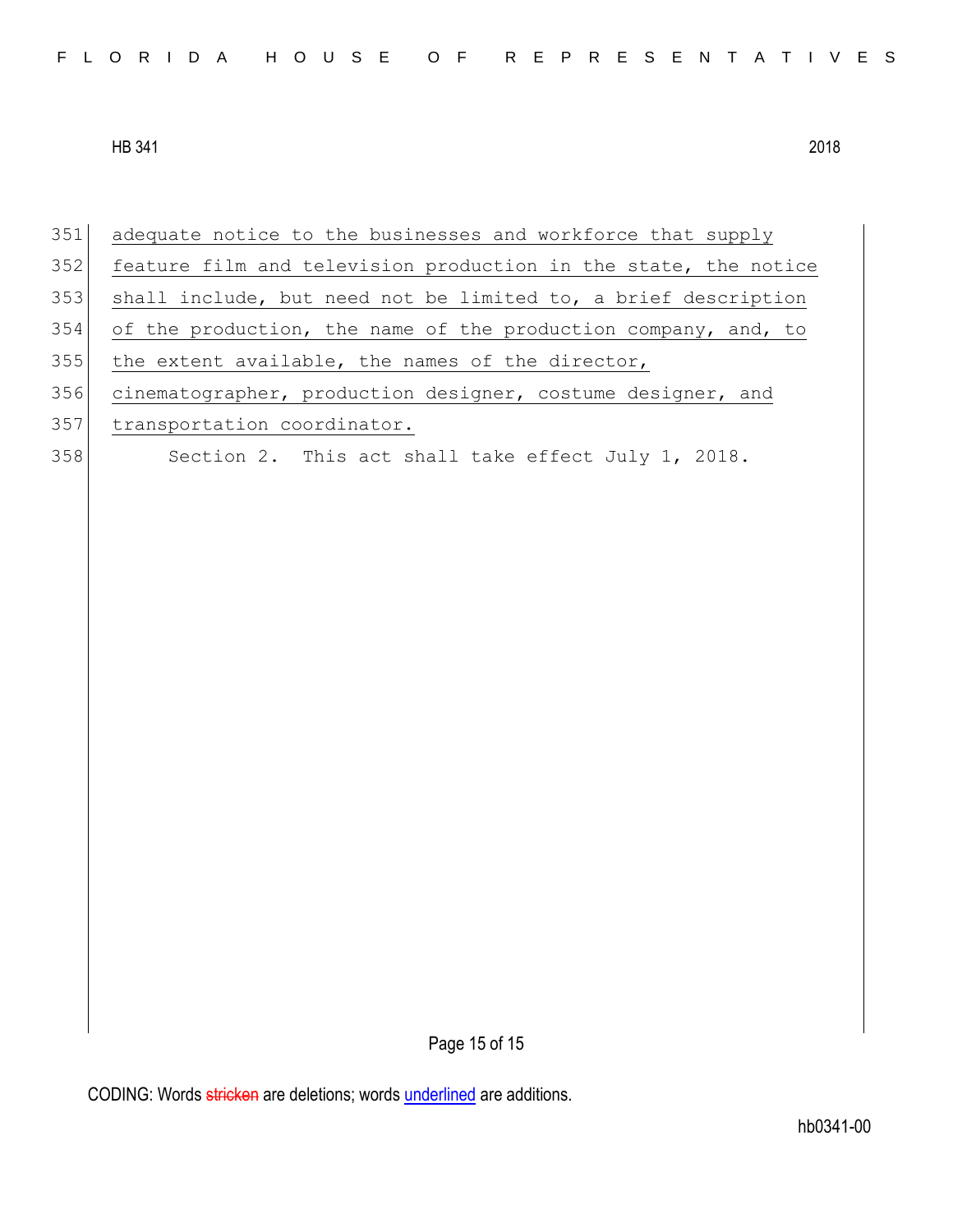351 adequate notice to the businesses and workforce that supply
352 feature film and television production in the state, the notice
353 shall include, but need not be limited to, a brief description
354 of the production, the name of the production company, and, to
355 the extent available, the names of the director,
356 cinematographer, production designer, costume designer, and
357 transportation coordinator.
358 Section 2. This act shall take effect July 1, 2018.

CODING: Words stricken are deletions; words underlined are additions.

hb0341-00